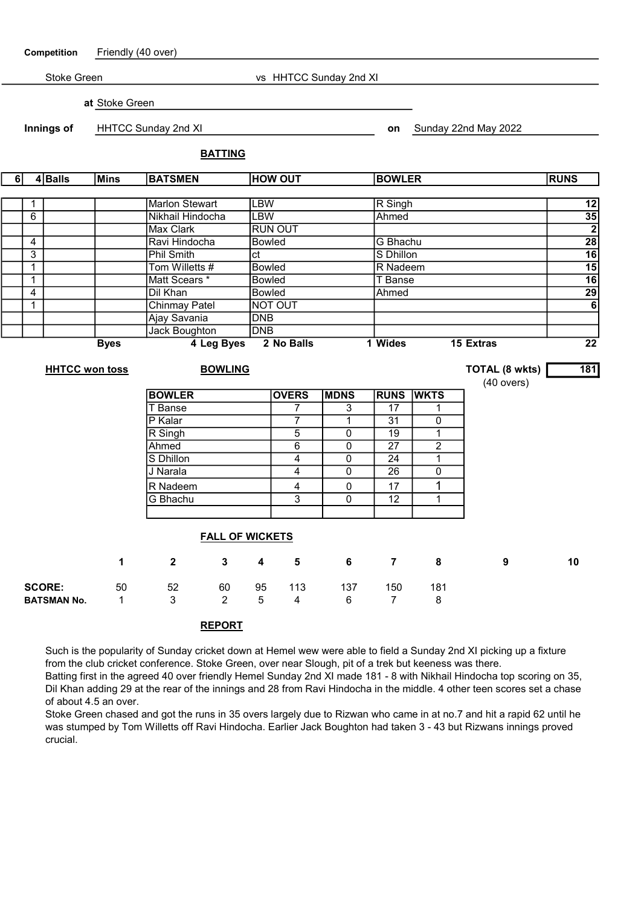**Competition** Friendly (40 over)

Stoke Green vs HHTCC Sunday 2nd XI

**at** Stoke Green

**Innings of** HHTCC Sunday 2nd XI **on** Sunday 22nd May 2022

## BATTING

| 6 | 4 | Balls | Mins | BATSMEN | HOW OUT | BOWLER | RUNS |
|---|---|---|---|---|---|---|---|
| | 1 | | | Marlon Stewart | LBW | R Singh | 12 |
| | 6 | | | Nikhail Hindocha | LBW | Ahmed | 35 |
| | | | | Max Clark | RUN OUT | | 2 |
| | 4 | | | Ravi Hindocha | Bowled | G Bhachu | 28 |
| | 3 | | | Phil Smith | ct | S Dhillon | 16 |
| | 1 | | | Tom Willetts # | Bowled | R Nadeem | 15 |
| | 1 | | | Matt Scears * | Bowled | T Banse | 16 |
| | 4 | | | Dil Khan | Bowled | Ahmed | 29 |
| | 1 | | | Chinmay Patel | NOT OUT | | 6 |
| | | | | Ajay Savania | DNB | | |
| | | | | Jack Boughton | DNB | | |

**Byes** 4 **Leg Byes** 2 **No Balls** 1 **Wides** 15 **Extras** 22

**HHTCC won toss**

**TOTAL (8 wkts)** 181 (40 overs)

## BOWLING

| BOWLER | OVERS | MDNS | RUNS | WKTS |
|---|---|---|---|---|
| T Banse | 7 | 3 | 17 | 1 |
| P Kalar | 7 | 1 | 31 | 0 |
| R Singh | 5 | 0 | 19 | 1 |
| Ahmed | 6 | 0 | 27 | 2 |
| S Dhillon | 4 | 0 | 24 | 1 |
| J Narala | 4 | 0 | 26 | 0 |
| R Nadeem | 4 | 0 | 17 | 1 |
| G Bhachu | 3 | 0 | 12 | 1 |

## FALL OF WICKETS

| | 1 | 2 | 3 | 4 | 5 | 6 | 7 | 8 | 9 | 10 |
|---|---|---|---|---|---|---|---|---|---|---|
| **SCORE:** | 50 | 52 | 60 | 95 | 113 | 137 | 150 | 181 | | |
| **BATSMAN No.** | 1 | 3 | 2 | 5 | 4 | 6 | 7 | 8 | | |

## REPORT

Such is the popularity of Sunday cricket down at Hemel wew were able to field a Sunday 2nd XI picking up a fixture from the club cricket conference. Stoke Green, over near Slough, pit of a trek but keeness was there.
Batting first in the agreed 40 over friendly Hemel Sunday 2nd XI made 181 - 8 with Nikhail Hindocha top scoring on 35, Dil Khan adding 29 at the rear of the innings and 28 from Ravi Hindocha in the middle. 4 other teen scores set a chase of about 4.5 an over.
Stoke Green chased and got the runs in 35 overs largely due to Rizwan who came in at no.7 and hit a rapid 62 until he was stumped by Tom Willetts off Ravi Hindocha. Earlier Jack Boughton had taken 3 - 43 but Rizwans innings proved crucial.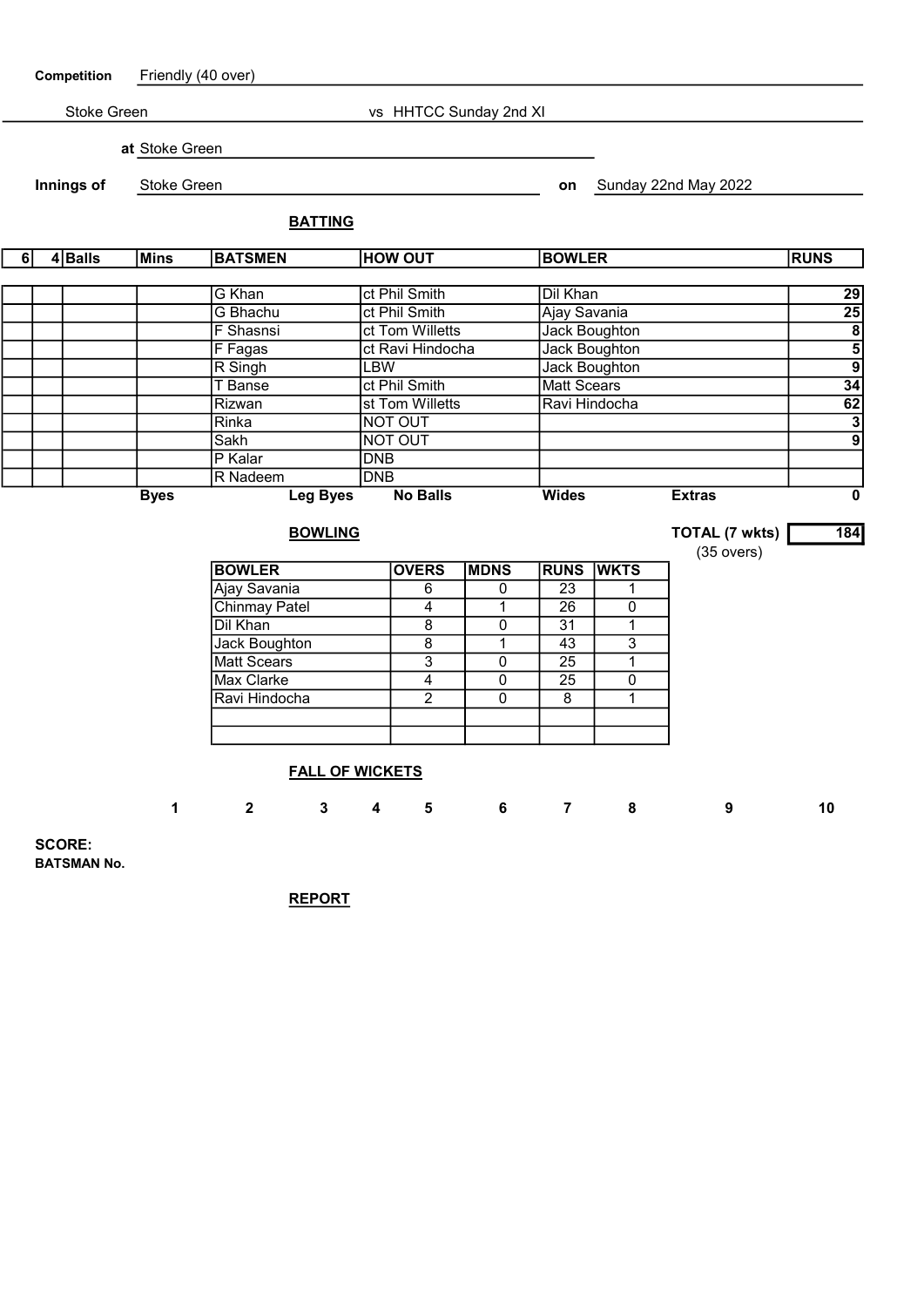**Competition** Friendly (40 over)

Stoke Green vs HHTCC Sunday 2nd XI

**at** Stoke Green

**Innings of** Stoke Green **on** Sunday 22nd May 2022

## BATTING

| 6 | 4 | Balls | Mins | BATSMEN | HOW OUT | BOWLER | RUNS |
|---|---|---|---|---|---|---|---|
| | | | | G Khan | ct Phil Smith | Dil Khan | 29 |
| | | | | G Bhachu | ct Phil Smith | Ajay Savania | 25 |
| | | | | F Shasnsi | ct Tom Willetts | Jack Boughton | 8 |
| | | | | F Fagas | ct Ravi Hindocha | Jack Boughton | 5 |
| | | | | R Singh | LBW | Jack Boughton | 9 |
| | | | | T Banse | ct Phil Smith | Matt Scears | 34 |
| | | | | Rizwan | st Tom Willetts | Ravi Hindocha | 62 |
| | | | | Rinka | NOT OUT | | 3 |
| | | | | Sakh | NOT OUT | | 9 |
| | | | | P Kalar | DNB | | |
| | | | | R Nadeem | DNB | | |

**Byes** **Leg Byes** **No Balls** **Wides** **Extras** 0

**TOTAL (7 wkts)** 184
(35 overs)

## BOWLING

| BOWLER | OVERS | MDNS | RUNS | WKTS |
|---|---|---|---|---|
| Ajay Savania | 6 | 0 | 23 | 1 |
| Chinmay Patel | 4 | 1 | 26 | 0 |
| Dil Khan | 8 | 0 | 31 | 1 |
| Jack Boughton | 8 | 1 | 43 | 3 |
| Matt Scears | 3 | 0 | 25 | 1 |
| Max Clarke | 4 | 0 | 25 | 0 |
| Ravi Hindocha | 2 | 0 | 8 | 1 |
| | | | | |
| | | | | |

## FALL OF WICKETS

| | 1 | 2 | 3 | 4 | 5 | 6 | 7 | 8 | 9 | 10 |
|---|---|---|---|---|---|---|---|---|---|---|
| **SCORE:** | | | | | | | | | | |
| **BATSMAN No.** | | | | | | | | | | |

## REPORT